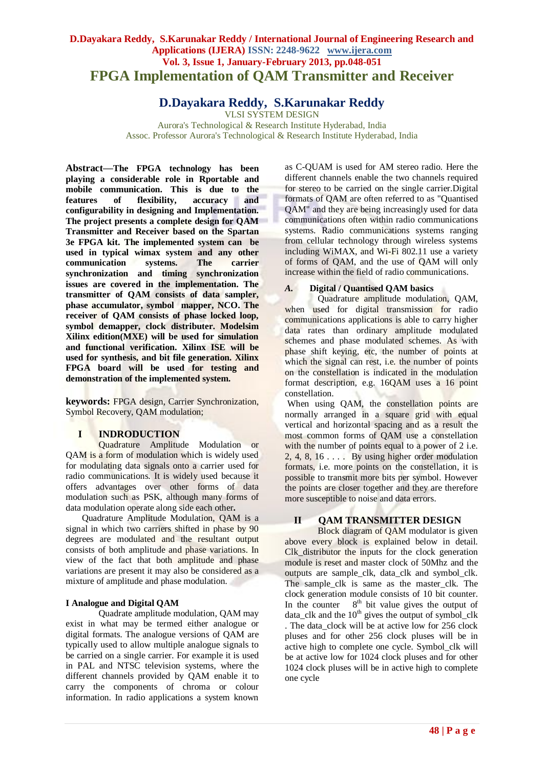# FPGA Implementation of QAM Transmitter and Receiver

## D.Dayakara Reddy, S.Karunakar Reddy

VLSI SYSTEM DESIGN
Aurora's Technological & Research Institute Hyderabad, India
Assoc. Professor Aurora's Technological & Research Institute Hyderabad, India

**Abstract—The FPGA technology has been playing a considerable role in Rportable and mobile communication. This is due to the features of flexibility, accuracy and configurability in designing and Implementation. The project presents a complete design for QAM Transmitter and Receiver based on the Spartan 3e FPGA kit. The implemented system can be used in typical wimax system and any other communication systems. The carrier synchronization and timing synchronization issues are covered in the implementation. The transmitter of QAM consists of data sampler, phase accumulator, symbol mapper, NCO. The receiver of QAM consists of phase locked loop, symbol demapper, clock distributer. Modelsim Xilinx edition(MXE) will be used for simulation and functional verification. Xilinx ISE will be used for synthesis, and bit file generation. Xilinx FPGA board will be used for testing and demonstration of the implemented system.**

**keywords:** FPGA design, Carrier Synchronization, Symbol Recovery, QAM modulation;

## I INDRODUCTION

Quadrature Amplitude Modulation or QAM is a form of modulation which is widely used for modulating data signals onto a carrier used for radio communications. It is widely used because it offers advantages over other forms of data modulation such as PSK, although many forms of data modulation operate along side each other**.**

Quadrature Amplitude Modulation, QAM is a signal in which two carriers shifted in phase by 90 degrees are modulated and the resultant output consists of both amplitude and phase variations. In view of the fact that both amplitude and phase variations are present it may also be considered as a mixture of amplitude and phase modulation.

### I Analogue and Digital QAM

Quadrate amplitude modulation, QAM may exist in what may be termed either analogue or digital formats. The analogue versions of QAM are typically used to allow multiple analogue signals to be carried on a single carrier. For example it is used in PAL and NTSC television systems, where the different channels provided by QAM enable it to carry the components of chroma or colour information. In radio applications a system known as C-QUAM is used for AM stereo radio. Here the different channels enable the two channels required for stereo to be carried on the single carrier.Digital formats of QAM are often referred to as "Quantised QAM" and they are being increasingly used for data communications often within radio communications systems. Radio communications systems ranging from cellular technology through wireless systems including WiMAX, and Wi-Fi 802.11 use a variety of forms of QAM, and the use of QAM will only increase within the field of radio communications.

### *A.* Digital / Quantised QAM basics

Quadrature amplitude modulation, QAM, when used for digital transmission for radio communications applications is able to carry higher data rates than ordinary amplitude modulated schemes and phase modulated schemes. As with phase shift keying, etc, the number of points at which the signal can rest, i.e. the number of points on the constellation is indicated in the modulation format description, e.g. 16QAM uses a 16 point constellation.

When using QAM, the constellation points are normally arranged in a square grid with equal vertical and horizontal spacing and as a result the most common forms of QAM use a constellation with the number of points equal to a power of 2 i.e. 2, 4, 8, 16 . . . . By using higher order modulation formats, i.e. more points on the constellation, it is possible to transmit more bits per symbol. However the points are closer together and they are therefore more susceptible to noise and data errors.

## II QAM TRANSMITTER DESIGN

Block diagram of QAM modulator is given above every block is explained below in detail. Clk_distributor the inputs for the clock generation module is reset and master clock of 50Mhz and the outputs are sample_clk, data_clk and symbol_clk. The sample_clk is same as the master_clk. The clock generation module consists of 10 bit counter. In the counter $8^{th}$ bit value gives the output of data_clk and the $10^{th}$ gives the output of symbol_clk . The data_clock will be at active low for 256 clock pluses and for other 256 clock pluses will be in active high to complete one cycle. Symbol_clk will be at active low for 1024 clock pluses and for other 1024 clock pluses will be in active high to complete one cycle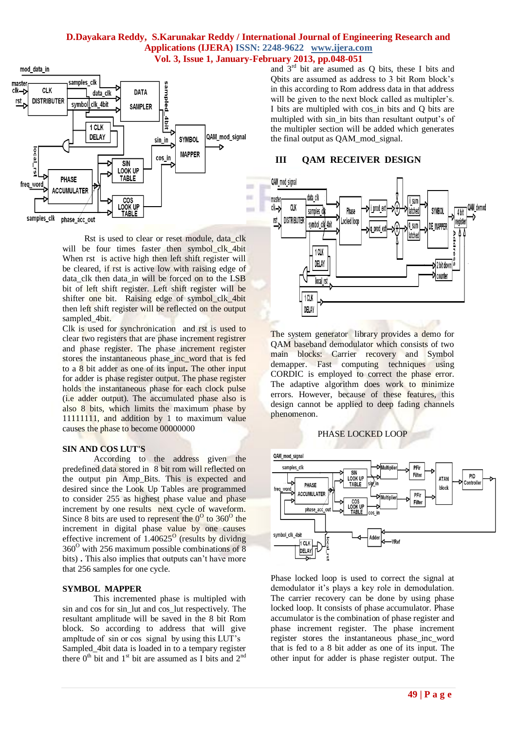Rst is used to clear or reset module, data_clk will be four times faster then symbol_clk_4bit When rst is active high then left shift register will be cleared, if rst is active low with raising edge of data_clk then data_in will be forced on to the LSB bit of left shift register. Left shift register will be shifter one bit. Raising edge of symbol_clk_4bit then left shift register will be reflected on the output sampled_4bit.

Clk is used for synchronization and rst is used to clear two registers that are phase increment registrer and phase register. The phase increment register stores the instantaneous phase_inc_word that is fed to a 8 bit adder as one of its input**.** The other input for adder is phase register output. The phase register holds the instantaneous phase for each clock pulse (i.e adder output). The accumulated phase also is also 8 bits, which limits the maximum phase by 11111111, and addition by 1 to maximum value causes the phase to become 00000000

**SIN AND COS LUT'S**

According to the address given the predefined data stored in 8 bit rom will reflected on the output pin Amp_Bits. This is expected and desired since the Look Up Tables are programmed to consider 255 as highest phase value and phase increment by one results next cycle of waveform. Since 8 bits are used to represent the $0^O$ to $360^O$ the increment in digital phase value by one causes effective increment of $1.40625^O$ (results by dividng $360^O$ with 256 maximum possible combinations of 8 bits) **.** This also implies that outputs can't have more that 256 samples for one cycle.

**SYMBOL MAPPER**

This incremented phase is multipled with sin and cos for sin_lut and cos_lut respectively. The resultant amplitude will be saved in the 8 bit Rom block. So according to address that will give ampltude of sin or cos signal by using this LUT's Sampled_4bit data is loaded in to a tempary register there $0^{th}$ bit and $1^{st}$ bit are assumed as I bits and $2^{nd}$ and $3^{rd}$ bit are asumed as Q bits, these I bits and Qbits are assumed as address to 3 bit Rom block's in this according to Rom address data in that address will be given to the next block called as multipler's. I bits are multipled with cos_in bits and Q bits are multipled with sin_in bits than resultant output's of the multipler section will be added which generates the final output as QAM_mod_signal.

## III QAM RECEIVER DESIGN

The system generator library provides a demo for QAM baseband demodulator which consists of two main blocks: Carrier recovery and Symbol demapper. Fast computing techniques using CORDIC is employed to correct the phase error. The adaptive algorithm does work to minimize errors. However, because of these features, this design cannot be applied to deep fading channels phenomenon.

PHASE LOCKED LOOP

Phase locked loop is used to correct the signal at demodulator it's plays a key role in demodulation. The carrier recovery can be done by using phase locked loop. It consists of phase accumulator. Phase accumulator is the combination of phase register and phase increment register. The phase increment register stores the instantaneous phase_inc_word that is fed to a 8 bit adder as one of its input. The other input for adder is phase register output. The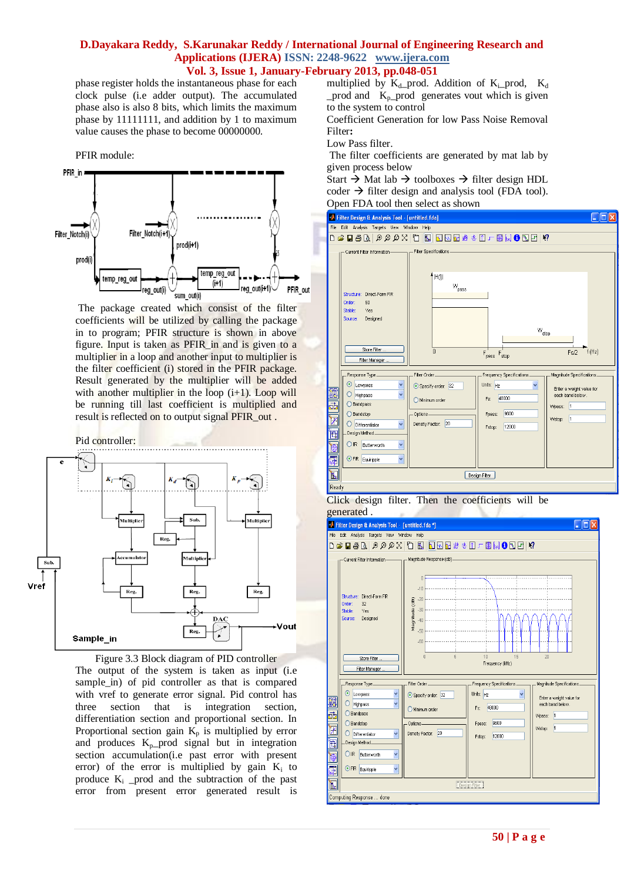phase register holds the instantaneous phase for each clock pulse (i.e adder output). The accumulated phase also is 8 bits, which limits the maximum phase by 11111111, and addition by 1 to maximum value causes the phase to become 00000000.

PFIR module:

PFIR_in

Filter_Notch(i)

Filter_Notch(i+1)

prod(i+1)

prod(i)

temp_reg_out

reg_out(i)

sum_out(i)

temp_reg_out (i+1)

reg_out(i+1)

PFIR_out

The package created which consist of the filter coefficients will be utilized by calling the package in to program; PFIR structure is shown in above figure. Input is taken as PFIR_in and is given to a multiplier in a loop and another input to multiplier is the filter coefficient (i) stored in the PFIR package. Result generated by the multiplier will be added with another multiplier in the loop (i+1). Loop will be running till last coefficient is multiplied and result is reflected on to output signal PFIR_out .

Pid controller:

e

$K_i$

$K_d$

$K_p$

Multiplier

Sub.

Multiplier

Reg.

Sub.

Accumulator

Multiplier

Vref

Reg.

Reg.

Reg.

DAC

Reg.

Vout

Sample_in

Figure 3.3 Block diagram of PID controller

The output of the system is taken as input (i.e sample_in) of pid controller as that is compared with vref to generate error signal. Pid control has three section that is integration section, differentiation section and proportional section. In Proportional section gain $K_p$ is multiplied by error and produces $K_p$_prod signal but in integration section accumulation(i.e past error with present error) of the error is multiplied by gain $K_i$ to produce $K_i$ _prod and the subtraction of the past error from present error generated result is multiplied by $K_d$_prod. Addition of $K_i$_prod, $K_d$ _prod and $K_p$_prod generates vout which is given to the system to control

Coefficient Generation for low Pass Noise Removal Filter:

Low Pass filter.

The filter coefficients are generated by mat lab by given process below

Start → Mat lab → toolboxes → filter design HDL coder → filter design and analysis tool (FDA tool).

Open FDA tool then select as shown

Click design filter. Then the coefficients will be generated .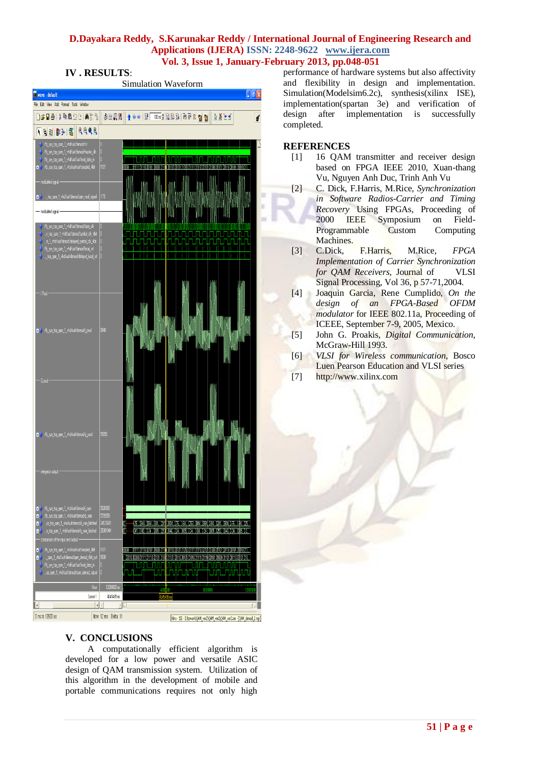## IV . RESULTS:

Simulation Waveform

## V. CONCLUSIONS

A computationally efficient algorithm is developed for a low power and versatile ASIC design of QAM transmission system. Utilization of this algorithm in the development of mobile and portable communications requires not only high performance of hardware systems but also affectivity and flexibility in design and implementation. Simulation(Modelsim6.2c), synthesis(xilinx ISE), implementation(spartan 3e) and verification of design after implementation is successfully completed.

## REFERENCES

[1] 16 QAM transmitter and receiver design based on FPGA IEEE 2010, Xuan-thang Vu, Nguyen Anh Duc, Trinh Anh Vu

[2] C. Dick, F.Harris, M.Rice, *Synchronization in Software Radios-Carrier and Timing Recovery* Using FPGAs, Proceeding of 2000 IEEE Symposium on Field-Programmable Custom Computing Machines.

[3] C.Dick, F.Harris, M.Rice, *FPGA Implementation of Carrier Synchronization for QAM Receivers*, Journal of VLSI Signal Processing, Vol 36, p 57-71,2004.

[4] Joaquin Garcia, Rene Cumplido, *On the design of an FPGA-Based OFDM modulator* for IEEE 802.11a, Proceeding of ICEEE, September 7-9, 2005, Mexico.

[5] John G. Proakis, *Digital Communication*, McGraw-Hill 1993.

[6] *VLSI for Wireless communication*, Bosco Luen Pearson Education and VLSI series

[7] http://www.xilinx.com